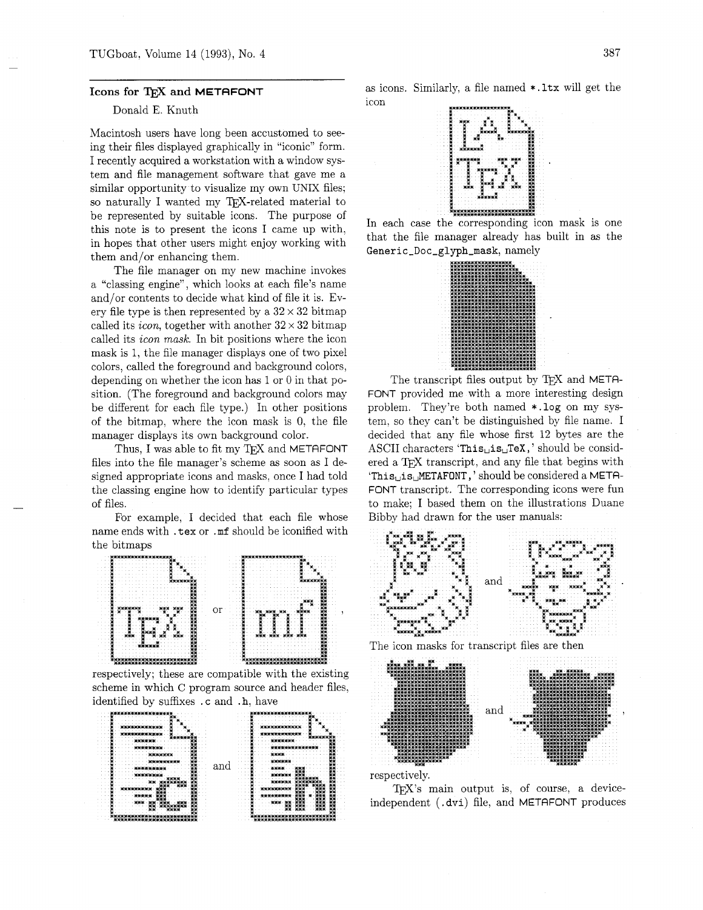## Icons for TeX and METAFONT

Donald E. Knuth

Macintosh users have long been accustomed to seeing their files displayed graphically in "iconic" form. I recently acquired a workstation with a window system and file management software that gave me a similar opportunity to visualize my own UNIX files; so naturally I wanted my TeX-related material to be represented by suitable icons. The purpose of this note is to present the icons I came up with, in hopes that other users might enjoy working with them and/or enhancing them.

The file manager on my new machine invokes a "classing engine", which looks at each file's name and/or contents to decide what kind of file it is. Every file type is then represented by a $32 \times 32$ bitmap called its *icon*, together with another $32 \times 32$ bitmap called its *icon mask*. In bit positions where the icon mask is 1, the file manager displays one of two pixel colors, called the foreground and background colors, depending on whether the icon has 1 or 0 in that position. (The foreground and background colors may be different for each file type.) In other positions of the bitmap, where the icon mask is 0, the file manager displays its own background color.

Thus, I was able to fit my TeX and METAFONT files into the file manager's scheme as soon as I designed appropriate icons and masks, once I had told the classing engine how to identify particular types of files.

For example, I decided that each file whose name ends with `.tex` or `.mf` should be iconified with the bitmaps

or ,

respectively; these are compatible with the existing scheme in which C program source and header files, identified by suffixes `.c` and `.h`, have

and

as icons. Similarly, a file named `*.ltx` will get the icon

.

In each case the corresponding icon mask is one that the file manager already has built in as the `Generic_Doc_glyph_mask`, namely

.

The transcript files output by TeX and METAFONT provided me with a more interesting design problem. They're both named `*.log` on my system, so they can't be distinguished by file name. I decided that any file whose first 12 bytes are the ASCII characters '`This␣is␣TeX,`' should be considered a TeX transcript, and any file that begins with '`This␣is␣METAFONT,`' should be considered a METAFONT transcript. The corresponding icons were fun to make; I based them on the illustrations Duane Bibby had drawn for the user manuals:

and .

The icon masks for transcript files are then

and ,

respectively.

TeX's main output is, of course, a device-independent (`.dvi`) file, and METAFONT produces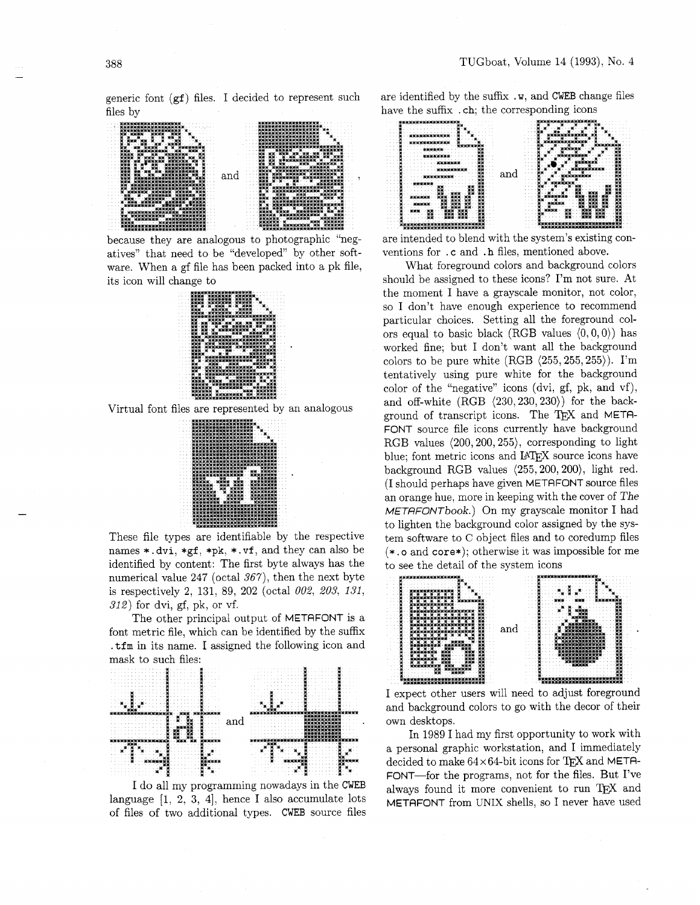generic font (gf) files. I decided to represent such files by

and ,

because they are analogous to photographic "negatives" that need to be "developed" by other software. When a gf file has been packed into a pk file, its icon will change to

.

Virtual font files are represented by an analogous

.

These file types are identifiable by the respective names `*.dvi`, `*gf`, `*pk`, `*.vf`, and they can also be identified by content: The first byte always has the numerical value 247 (octal *367*), then the next byte is respectively 2, 131, 89, 202 (octal *002*, *203*, *131*, *312*) for dvi, gf, pk, or vf.

The other principal output of METAFONT is a font metric file, which can be identified by the suffix `.tfm` in its name. I assigned the following icon and mask to such files:

and .

I do all my programming nowadays in the CWEB language [1, 2, 3, 4], hence I also accumulate lots of files of two additional types. CWEB source files are identified by the suffix `.w`, and CWEB change files have the suffix `.ch`; the corresponding icons

and

are intended to blend with the system's existing conventions for `.c` and `.h` files, mentioned above.

What foreground colors and background colors should be assigned to these icons? I'm not sure. At the moment I have a grayscale monitor, not color, so I don't have enough experience to recommend particular choices. Setting all the foreground colors equal to basic black (RGB values $\langle 0,0,0\rangle$) has worked fine; but I don't want all the background colors to be pure white (RGB $\langle 255,255,255\rangle$). I'm tentatively using pure white for the background color of the "negative" icons (dvi, gf, pk, and vf), and off-white (RGB $\langle 230,230,230\rangle$) for the background of transcript icons. The TeX and METAFONT source file icons currently have background RGB values $\langle 200,200,255\rangle$, corresponding to light blue; font metric icons and LaTeX source icons have background RGB values $\langle 255,200,200\rangle$, light red. (I should perhaps have given METAFONT source files an orange hue, more in keeping with the cover of *The METAFONTbook*.) On my grayscale monitor I had to lighten the background color assigned by the system software to C object files and to coredump files (`*.o` and `core*`); otherwise it was impossible for me to see the detail of the system icons

and .

I expect other users will need to adjust foreground and background colors to go with the decor of their own desktops.

In 1989 I had my first opportunity to work with a personal graphic workstation, and I immediately decided to make 64×64-bit icons for TeX and METAFONT—for the programs, not for the files. But I've always found it more convenient to run TeX and METAFONT from UNIX shells, so I never have used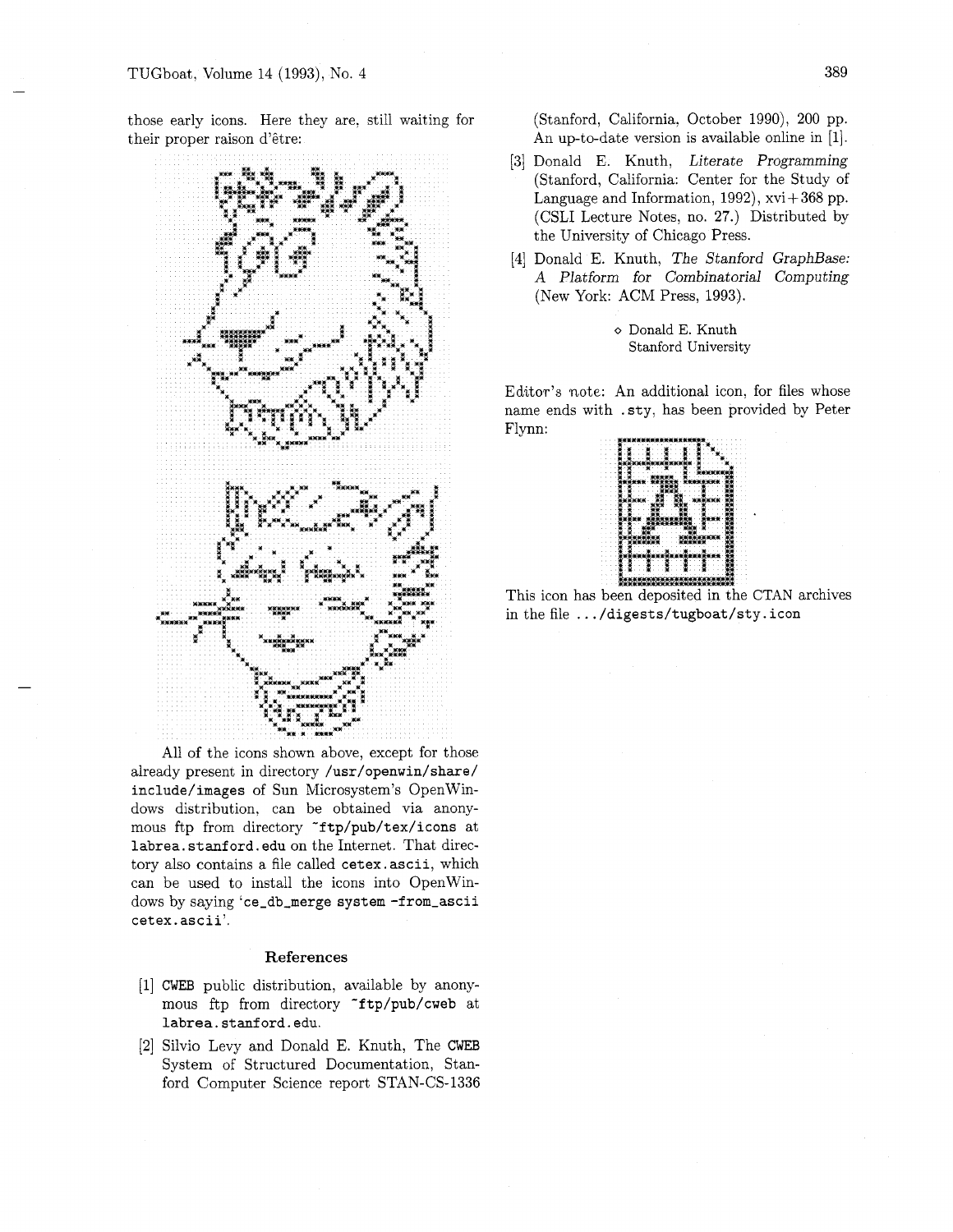those early icons. Here they are, still waiting for their proper raison d'être:

All of the icons shown above, except for those already present in directory /usr/openwin/share/include/images of Sun Microsystem's OpenWindows distribution, can be obtained via anonymous ftp from directory ~ftp/pub/tex/icons at labrea.stanford.edu on the Internet. That directory also contains a file called cetex.ascii, which can be used to install the icons into OpenWindows by saying 'ce_db_merge system -from_ascii cetex.ascii'.

### References

[1] CWEB public distribution, available by anonymous ftp from directory ~ftp/pub/cweb at labrea.stanford.edu.

[2] Silvio Levy and Donald E. Knuth, The CWEB System of Structured Documentation, Stanford Computer Science report STAN-CS-1336 (Stanford, California, October 1990), 200 pp. An up-to-date version is available online in [1].

[3] Donald E. Knuth, *Literate Programming* (Stanford, California: Center for the Study of Language and Information, 1992), xvi+368 pp. (CSLI Lecture Notes, no. 27.) Distributed by the University of Chicago Press.

[4] Donald E. Knuth, *The Stanford GraphBase: A Platform for Combinatorial Computing* (New York: ACM Press, 1993).

◇ Donald E. Knuth
Stanford University

Editor's note: An additional icon, for files whose name ends with .sty, has been provided by Peter Flynn:

This icon has been deposited in the CTAN archives in the file .../digests/tugboat/sty.icon